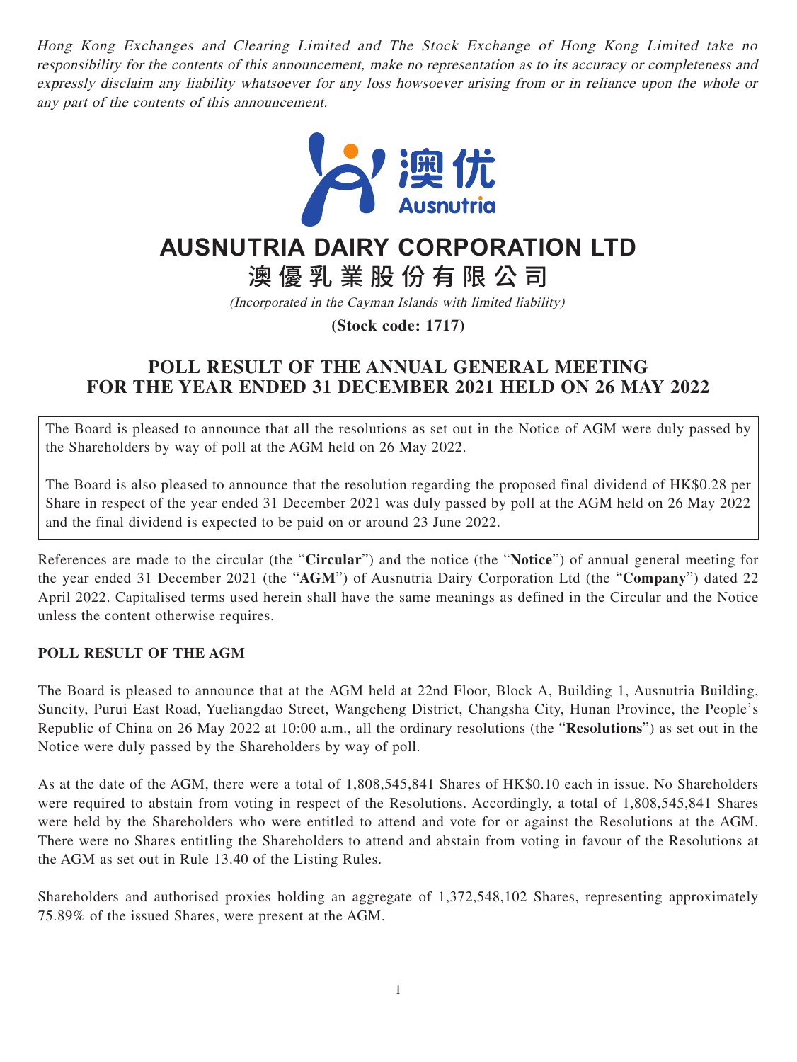*Hong Kong Exchanges and Clearing Limited and The Stock Exchange of Hong Kong Limited take no responsibility for the contents of this announcement, make no representation as to its accuracy or completeness and expressly disclaim any liability whatsoever for any loss howsoever arising from or in reliance upon the whole or any part of the contents of this announcement.*

澳优
Ausnutria

# AUSNUTRIA DAIRY CORPORATION LTD

# 澳優乳業股份有限公司

*(Incorporated in the Cayman Islands with limited liability)*

**(Stock code: 1717)**

## POLL RESULT OF THE ANNUAL GENERAL MEETING FOR THE YEAR ENDED 31 DECEMBER 2021 HELD ON 26 MAY 2022

The Board is pleased to announce that all the resolutions as set out in the Notice of AGM were duly passed by the Shareholders by way of poll at the AGM held on 26 May 2022.

The Board is also pleased to announce that the resolution regarding the proposed final dividend of HK$0.28 per Share in respect of the year ended 31 December 2021 was duly passed by poll at the AGM held on 26 May 2022 and the final dividend is expected to be paid on or around 23 June 2022.

References are made to the circular (the "**Circular**") and the notice (the "**Notice**") of annual general meeting for the year ended 31 December 2021 (the "**AGM**") of Ausnutria Dairy Corporation Ltd (the "**Company**") dated 22 April 2022. Capitalised terms used herein shall have the same meanings as defined in the Circular and the Notice unless the content otherwise requires.

### POLL RESULT OF THE AGM

The Board is pleased to announce that at the AGM held at 22nd Floor, Block A, Building 1, Ausnutria Building, Suncity, Purui East Road, Yueliangdao Street, Wangcheng District, Changsha City, Hunan Province, the People's Republic of China on 26 May 2022 at 10:00 a.m., all the ordinary resolutions (the "**Resolutions**") as set out in the Notice were duly passed by the Shareholders by way of poll.

As at the date of the AGM, there were a total of 1,808,545,841 Shares of HK$0.10 each in issue. No Shareholders were required to abstain from voting in respect of the Resolutions. Accordingly, a total of 1,808,545,841 Shares were held by the Shareholders who were entitled to attend and vote for or against the Resolutions at the AGM. There were no Shares entitling the Shareholders to attend and abstain from voting in favour of the Resolutions at the AGM as set out in Rule 13.40 of the Listing Rules.

Shareholders and authorised proxies holding an aggregate of 1,372,548,102 Shares, representing approximately 75.89% of the issued Shares, were present at the AGM.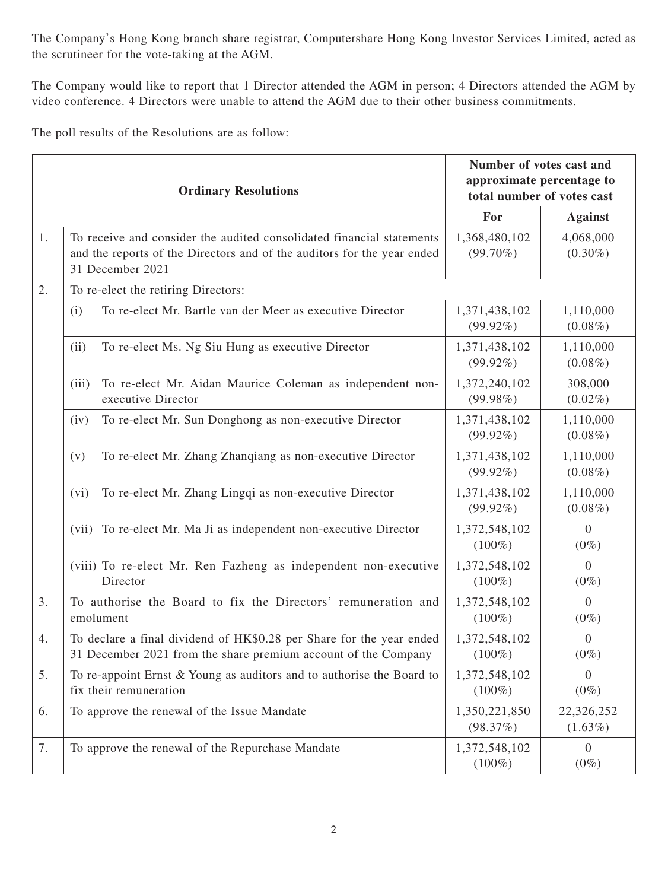The Company's Hong Kong branch share registrar, Computershare Hong Kong Investor Services Limited, acted as the scrutineer for the vote-taking at the AGM.

The Company would like to report that 1 Director attended the AGM in person; 4 Directors attended the AGM by video conference. 4 Directors were unable to attend the AGM due to their other business commitments.

The poll results of the Resolutions are as follow:

| | **Ordinary Resolutions** | **Number of votes cast and approximate percentage to total number of votes cast** | |
|---|---|---|---|
| | | **For** | **Against** |
| 1. | To receive and consider the audited consolidated financial statements and the reports of the Directors and of the auditors for the year ended 31 December 2021 | 1,368,480,102 (99.70%) | 4,068,000 (0.30%) |
| 2. | To re-elect the retiring Directors: | | |
| | (i) To re-elect Mr. Bartle van der Meer as executive Director | 1,371,438,102 (99.92%) | 1,110,000 (0.08%) |
| | (ii) To re-elect Ms. Ng Siu Hung as executive Director | 1,371,438,102 (99.92%) | 1,110,000 (0.08%) |
| | (iii) To re-elect Mr. Aidan Maurice Coleman as independent non-executive Director | 1,372,240,102 (99.98%) | 308,000 (0.02%) |
| | (iv) To re-elect Mr. Sun Donghong as non-executive Director | 1,371,438,102 (99.92%) | 1,110,000 (0.08%) |
| | (v) To re-elect Mr. Zhang Zhanqiang as non-executive Director | 1,371,438,102 (99.92%) | 1,110,000 (0.08%) |
| | (vi) To re-elect Mr. Zhang Lingqi as non-executive Director | 1,371,438,102 (99.92%) | 1,110,000 (0.08%) |
| | (vii) To re-elect Mr. Ma Ji as independent non-executive Director | 1,372,548,102 (100%) | 0 (0%) |
| | (viii) To re-elect Mr. Ren Fazheng as independent non-executive Director | 1,372,548,102 (100%) | 0 (0%) |
| 3. | To authorise the Board to fix the Directors' remuneration and emolument | 1,372,548,102 (100%) | 0 (0%) |
| 4. | To declare a final dividend of HK$0.28 per Share for the year ended 31 December 2021 from the share premium account of the Company | 1,372,548,102 (100%) | 0 (0%) |
| 5. | To re-appoint Ernst & Young as auditors and to authorise the Board to fix their remuneration | 1,372,548,102 (100%) | 0 (0%) |
| 6. | To approve the renewal of the Issue Mandate | 1,350,221,850 (98.37%) | 22,326,252 (1.63%) |
| 7. | To approve the renewal of the Repurchase Mandate | 1,372,548,102 (100%) | 0 (0%) |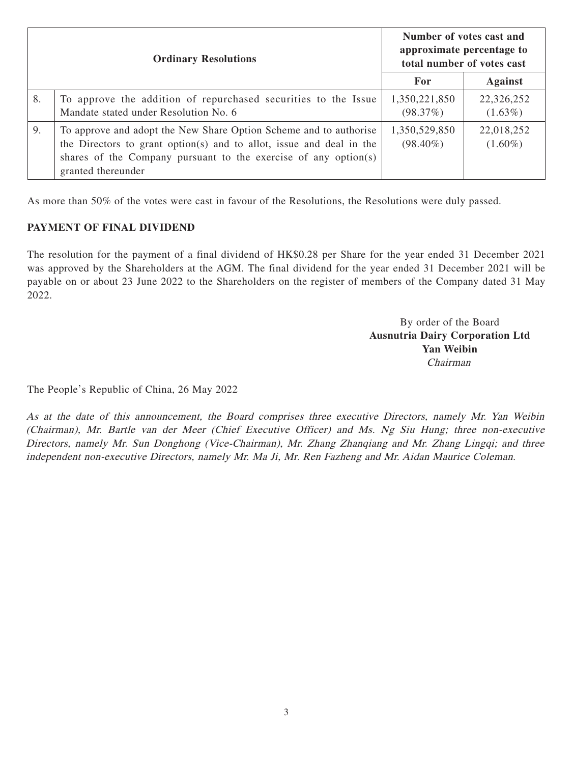| Ordinary Resolutions | | Number of votes cast and approximate percentage to total number of votes cast | |
|---|---|---|---|
| | | For | Against |
| 8. | To approve the addition of repurchased securities to the Issue Mandate stated under Resolution No. 6 | 1,350,221,850 (98.37%) | 22,326,252 (1.63%) |
| 9. | To approve and adopt the New Share Option Scheme and to authorise the Directors to grant option(s) and to allot, issue and deal in the shares of the Company pursuant to the exercise of any option(s) granted thereunder | 1,350,529,850 (98.40%) | 22,018,252 (1.60%) |

As more than 50% of the votes were cast in favour of the Resolutions, the Resolutions were duly passed.

## PAYMENT OF FINAL DIVIDEND

The resolution for the payment of a final dividend of HK$0.28 per Share for the year ended 31 December 2021 was approved by the Shareholders at the AGM. The final dividend for the year ended 31 December 2021 will be payable on or about 23 June 2022 to the Shareholders on the register of members of the Company dated 31 May 2022.

By order of the Board
**Ausnutria Dairy Corporation Ltd**
**Yan Weibin**
*Chairman*

The People's Republic of China, 26 May 2022

*As at the date of this announcement, the Board comprises three executive Directors, namely Mr. Yan Weibin (Chairman), Mr. Bartle van der Meer (Chief Executive Officer) and Ms. Ng Siu Hung; three non-executive Directors, namely Mr. Sun Donghong (Vice-Chairman), Mr. Zhang Zhanqiang and Mr. Zhang Lingqi; and three independent non-executive Directors, namely Mr. Ma Ji, Mr. Ren Fazheng and Mr. Aidan Maurice Coleman.*